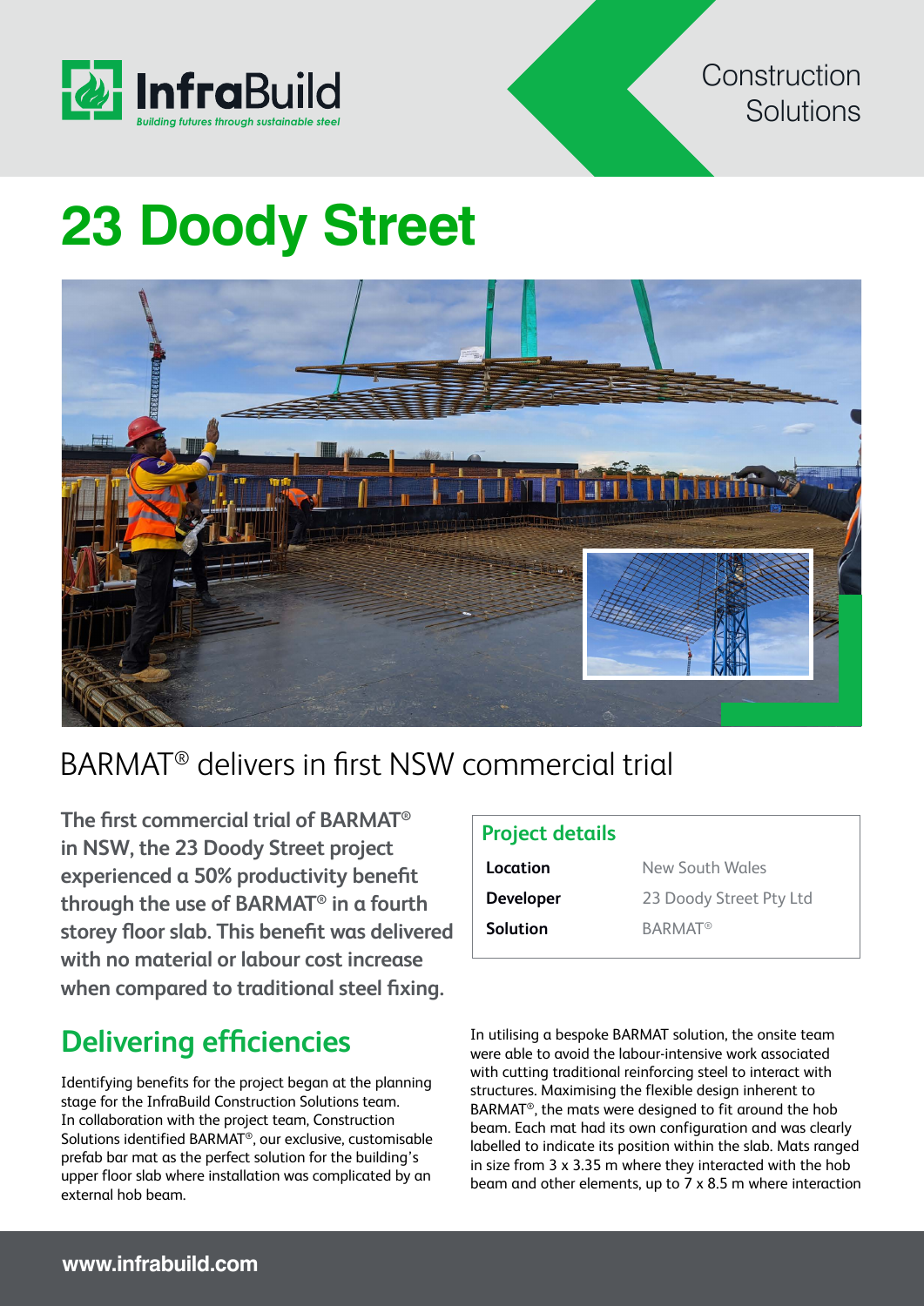InfraBuild

Building futures through sustainable steel

Construction Solutions

# 23 Doody Street

## BARMAT® delivers in first NSW commercial trial

**The first commercial trial of BARMAT® in NSW, the 23 Doody Street project experienced a 50% productivity benefit through the use of BARMAT® in a fourth storey floor slab. This benefit was delivered with no material or labour cost increase when compared to traditional steel fixing.**

### Project details

| | |
|---|---|
| **Location** | New South Wales |
| **Developer** | 23 Doody Street Pty Ltd |
| **Solution** | BARMAT® |

## Delivering efficiencies

Identifying benefits for the project began at the planning stage for the InfraBuild Construction Solutions team. In collaboration with the project team, Construction Solutions identified BARMAT®, our exclusive, customisable prefab bar mat as the perfect solution for the building's upper floor slab where installation was complicated by an external hob beam.

In utilising a bespoke BARMAT solution, the onsite team were able to avoid the labour-intensive work associated with cutting traditional reinforcing steel to interact with structures. Maximising the flexible design inherent to BARMAT®, the mats were designed to fit around the hob beam. Each mat had its own configuration and was clearly labelled to indicate its position within the slab. Mats ranged in size from 3 x 3.35 m where they interacted with the hob beam and other elements, up to 7 x 8.5 m where interaction

www.infrabuild.com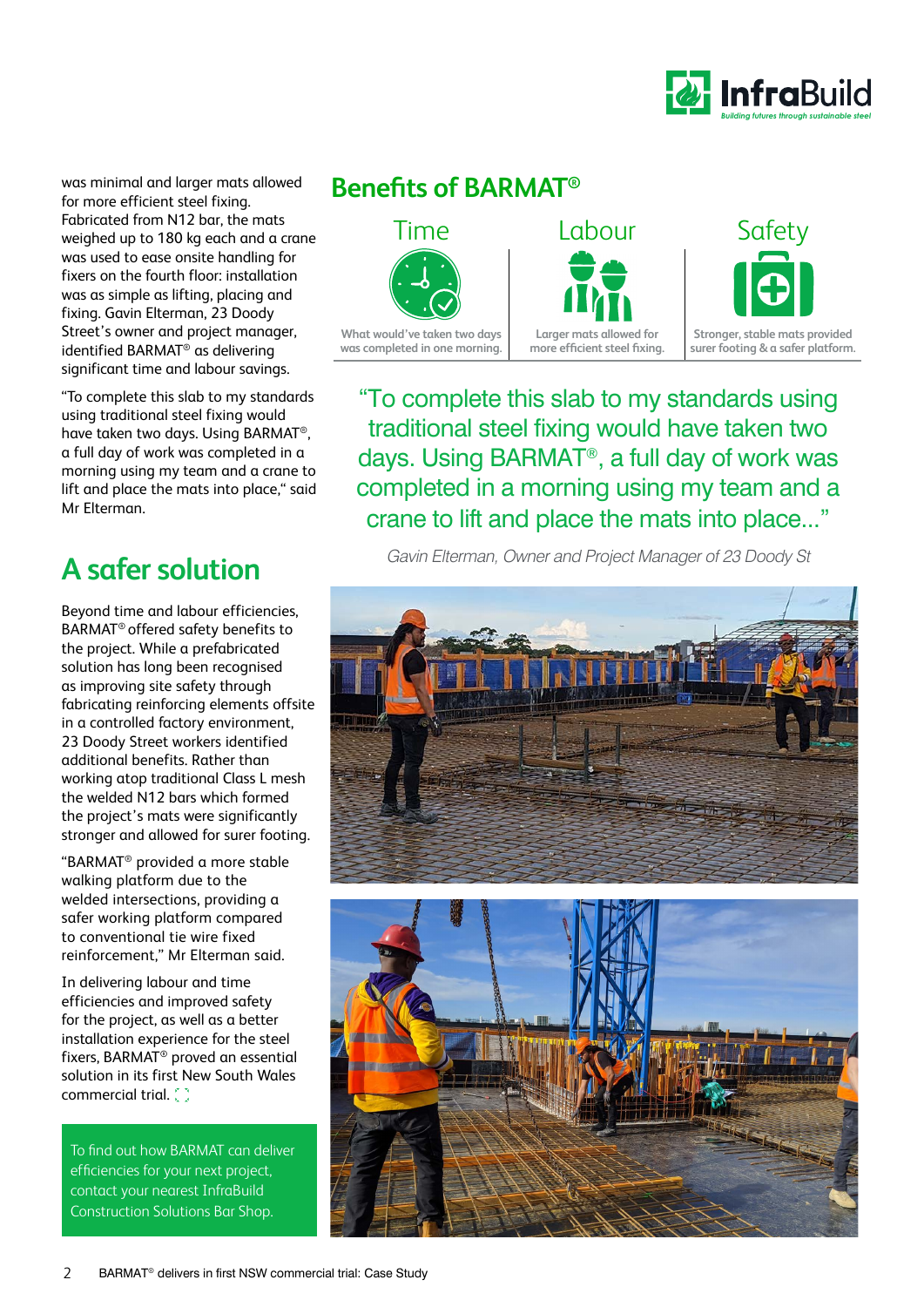was minimal and larger mats allowed for more efficient steel fixing. Fabricated from N12 bar, the mats weighed up to 180 kg each and a crane was used to ease onsite handling for fixers on the fourth floor: installation was as simple as lifting, placing and fixing. Gavin Elterman, 23 Doody Street's owner and project manager, identified BARMAT® as delivering significant time and labour savings.

"To complete this slab to my standards using traditional steel fixing would have taken two days. Using BARMAT®, a full day of work was completed in a morning using my team and a crane to lift and place the mats into place," said Mr Elterman.

## A safer solution

Beyond time and labour efficiencies, BARMAT® offered safety benefits to the project. While a prefabricated solution has long been recognised as improving site safety through fabricating reinforcing elements offsite in a controlled factory environment, 23 Doody Street workers identified additional benefits. Rather than working atop traditional Class L mesh the welded N12 bars which formed the project's mats were significantly stronger and allowed for surer footing.

"BARMAT® provided a more stable walking platform due to the welded intersections, providing a safer working platform compared to conventional tie wire fixed reinforcement," Mr Elterman said.

In delivering labour and time efficiencies and improved safety for the project, as well as a better installation experience for the steel fixers, BARMAT® proved an essential solution in its first New South Wales commercial trial.

To find out how BARMAT can deliver efficiencies for your next project, contact your nearest InfraBuild Construction Solutions Bar Shop.

## Benefits of BARMAT®

**Time**

What would've taken two days was completed in one morning.

**Labour**

Larger mats allowed for more efficient steel fixing.

**Safety**

Stronger, stable mats provided surer footing & a safer platform.

"To complete this slab to my standards using traditional steel fixing would have taken two days. Using BARMAT®, a full day of work was completed in a morning using my team and a crane to lift and place the mats into place..."

*Gavin Elterman, Owner and Project Manager of 23 Doody St*